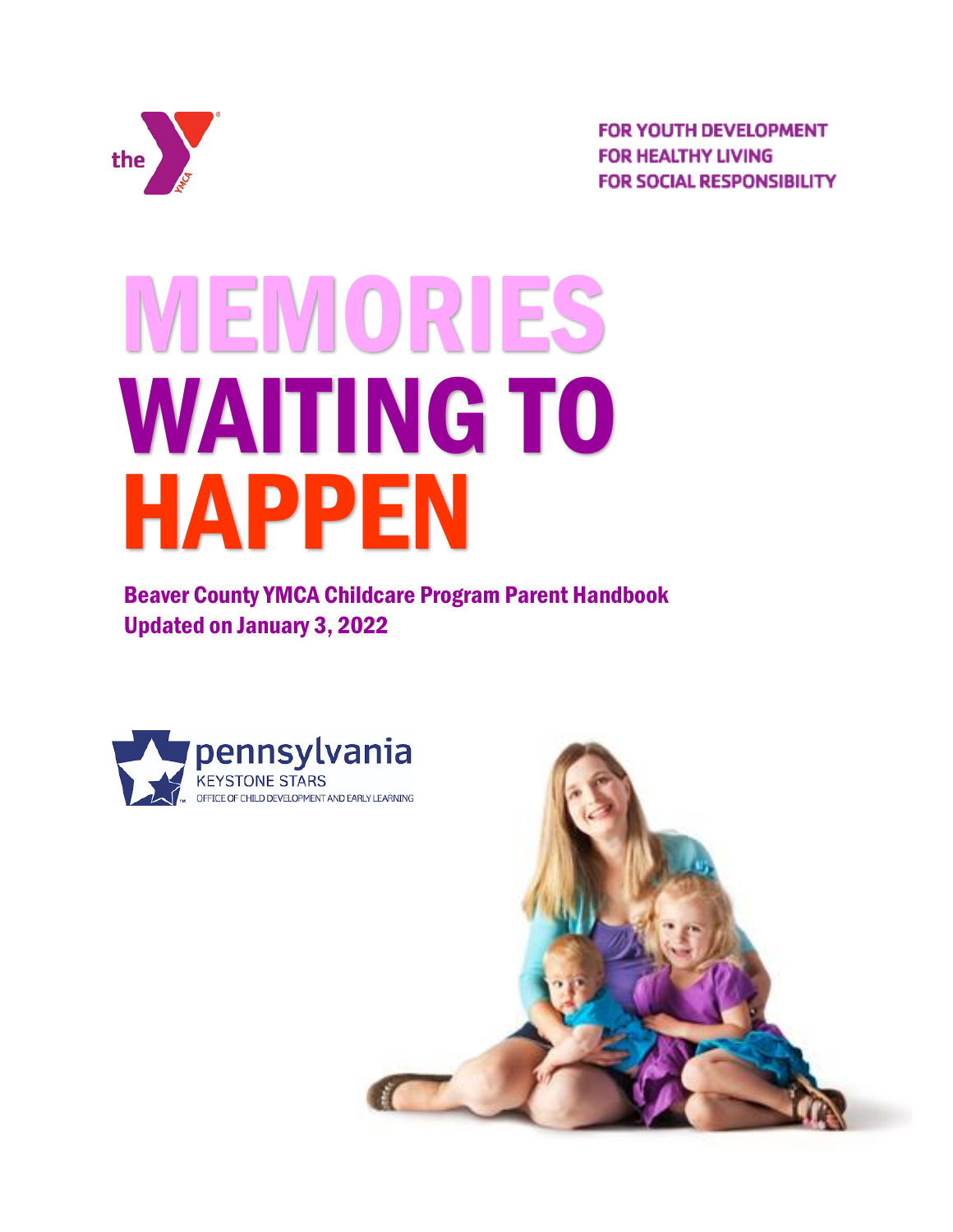the YMCA

FOR YOUTH DEVELOPMENT
FOR HEALTHY LIVING
FOR SOCIAL RESPONSIBILITY

# MEMORIES WAITING TO HAPPEN

## Beaver County YMCA Childcare Program Parent Handbook
## Updated on January 3, 2022

pennsylvania
KEYSTONE STARS
OFFICE OF CHILD DEVELOPMENT AND EARLY LEARNING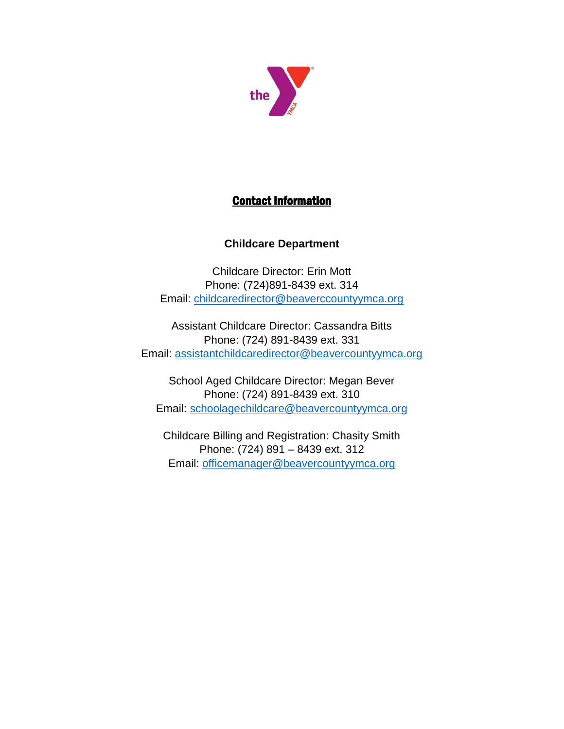## Contact Information

### Childcare Department

Childcare Director: Erin Mott
Phone: (724)891-8439 ext. 314
Email: childcaredirector@beaverccountyymca.org

Assistant Childcare Director: Cassandra Bitts
Phone: (724) 891-8439 ext. 331
Email: assistantchildcaredirector@beavercountyymca.org

School Aged Childcare Director: Megan Bever
Phone: (724) 891-8439 ext. 310
Email: schoolagechildcare@beavercountyymca.org

Childcare Billing and Registration: Chasity Smith
Phone: (724) 891 – 8439 ext. 312
Email: officemanager@beavercountyymca.org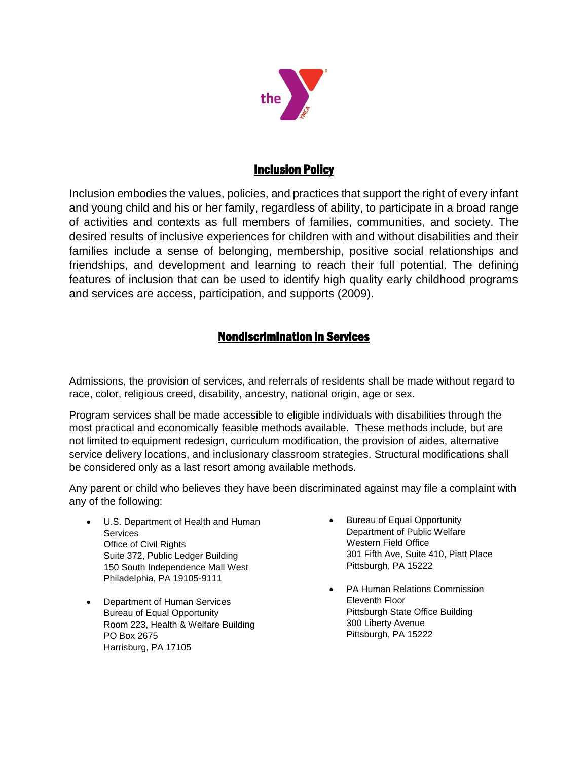## Inclusion Policy

Inclusion embodies the values, policies, and practices that support the right of every infant and young child and his or her family, regardless of ability, to participate in a broad range of activities and contexts as full members of families, communities, and society. The desired results of inclusive experiences for children with and without disabilities and their families include a sense of belonging, membership, positive social relationships and friendships, and development and learning to reach their full potential. The defining features of inclusion that can be used to identify high quality early childhood programs and services are access, participation, and supports (2009).

## Nondiscrimination in Services

Admissions, the provision of services, and referrals of residents shall be made without regard to race, color, religious creed, disability, ancestry, national origin, age or sex.

Program services shall be made accessible to eligible individuals with disabilities through the most practical and economically feasible methods available. These methods include, but are not limited to equipment redesign, curriculum modification, the provision of aides, alternative service delivery locations, and inclusionary classroom strategies. Structural modifications shall be considered only as a last resort among available methods.

Any parent or child who believes they have been discriminated against may file a complaint with any of the following:

- U.S. Department of Health and Human Services
  Office of Civil Rights
  Suite 372, Public Ledger Building
  150 South Independence Mall West
  Philadelphia, PA 19105-9111

- Department of Human Services
  Bureau of Equal Opportunity
  Room 223, Health & Welfare Building
  PO Box 2675
  Harrisburg, PA 17105

- Bureau of Equal Opportunity
  Department of Public Welfare
  Western Field Office
  301 Fifth Ave, Suite 410, Piatt Place
  Pittsburgh, PA 15222

- PA Human Relations Commission
  Eleventh Floor
  Pittsburgh State Office Building
  300 Liberty Avenue
  Pittsburgh, PA 15222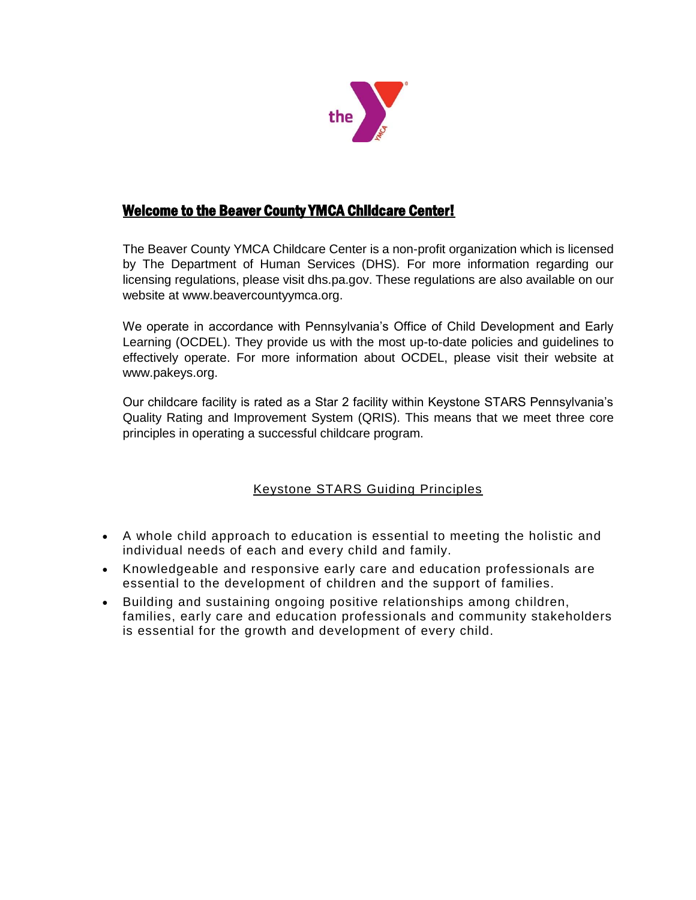## Welcome to the Beaver County YMCA Childcare Center!

The Beaver County YMCA Childcare Center is a non-profit organization which is licensed by The Department of Human Services (DHS). For more information regarding our licensing regulations, please visit dhs.pa.gov. These regulations are also available on our website at www.beavercountyymca.org.

We operate in accordance with Pennsylvania's Office of Child Development and Early Learning (OCDEL). They provide us with the most up-to-date policies and guidelines to effectively operate. For more information about OCDEL, please visit their website at www.pakeys.org.

Our childcare facility is rated as a Star 2 facility within Keystone STARS Pennsylvania's Quality Rating and Improvement System (QRIS). This means that we meet three core principles in operating a successful childcare program.

### Keystone STARS Guiding Principles

- A whole child approach to education is essential to meeting the holistic and individual needs of each and every child and family.
- Knowledgeable and responsive early care and education professionals are essential to the development of children and the support of families.
- Building and sustaining ongoing positive relationships among children, families, early care and education professionals and community stakeholders is essential for the growth and development of every child.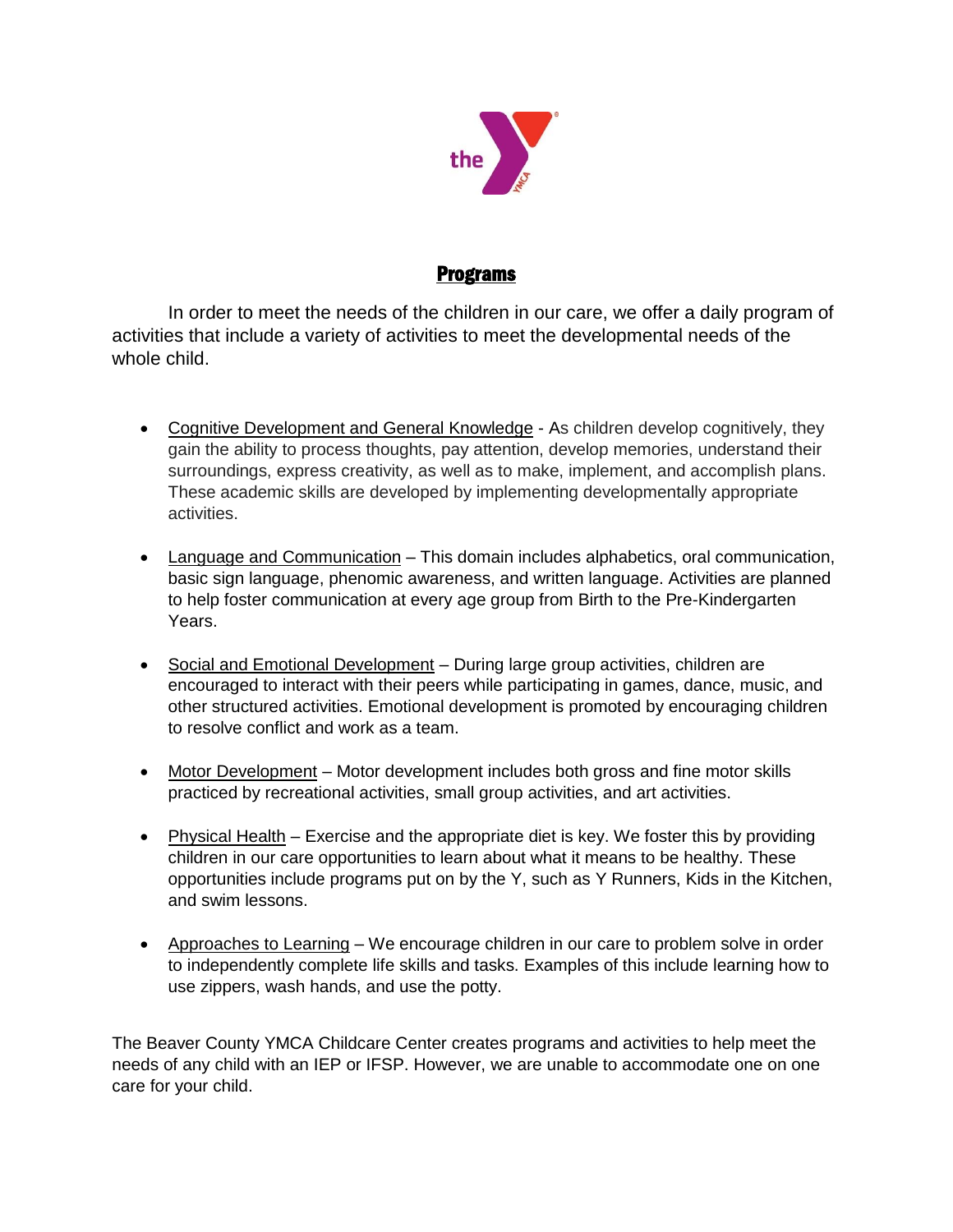## Programs

In order to meet the needs of the children in our care, we offer a daily program of activities that include a variety of activities to meet the developmental needs of the whole child.

- Cognitive Development and General Knowledge - As children develop cognitively, they gain the ability to process thoughts, pay attention, develop memories, understand their surroundings, express creativity, as well as to make, implement, and accomplish plans. These academic skills are developed by implementing developmentally appropriate activities.
- Language and Communication – This domain includes alphabetics, oral communication, basic sign language, phenomic awareness, and written language. Activities are planned to help foster communication at every age group from Birth to the Pre-Kindergarten Years.
- Social and Emotional Development – During large group activities, children are encouraged to interact with their peers while participating in games, dance, music, and other structured activities. Emotional development is promoted by encouraging children to resolve conflict and work as a team.
- Motor Development – Motor development includes both gross and fine motor skills practiced by recreational activities, small group activities, and art activities.
- Physical Health – Exercise and the appropriate diet is key. We foster this by providing children in our care opportunities to learn about what it means to be healthy. These opportunities include programs put on by the Y, such as Y Runners, Kids in the Kitchen, and swim lessons.
- Approaches to Learning – We encourage children in our care to problem solve in order to independently complete life skills and tasks. Examples of this include learning how to use zippers, wash hands, and use the potty.

The Beaver County YMCA Childcare Center creates programs and activities to help meet the needs of any child with an IEP or IFSP. However, we are unable to accommodate one on one care for your child.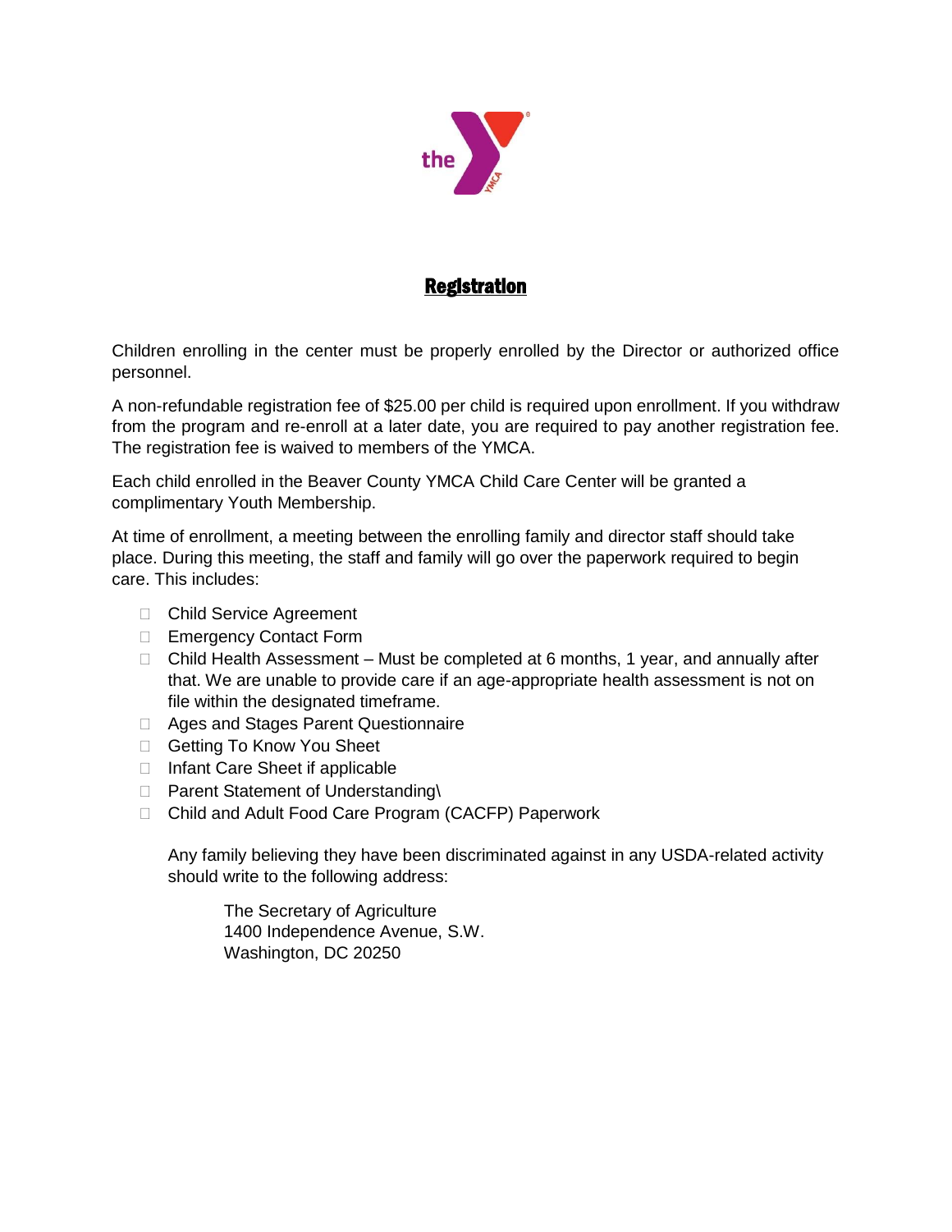## Registration

Children enrolling in the center must be properly enrolled by the Director or authorized office personnel.

A non-refundable registration fee of $25.00 per child is required upon enrollment. If you withdraw from the program and re-enroll at a later date, you are required to pay another registration fee. The registration fee is waived to members of the YMCA.

Each child enrolled in the Beaver County YMCA Child Care Center will be granted a complimentary Youth Membership.

At time of enrollment, a meeting between the enrolling family and director staff should take place. During this meeting, the staff and family will go over the paperwork required to begin care. This includes:

- Child Service Agreement
- Emergency Contact Form
- Child Health Assessment – Must be completed at 6 months, 1 year, and annually after that. We are unable to provide care if an age-appropriate health assessment is not on file within the designated timeframe.
- Ages and Stages Parent Questionnaire
- Getting To Know You Sheet
- Infant Care Sheet if applicable
- Parent Statement of Understanding\
- Child and Adult Food Care Program (CACFP) Paperwork

  Any family believing they have been discriminated against in any USDA-related activity should write to the following address:

  The Secretary of Agriculture
  1400 Independence Avenue, S.W.
  Washington, DC 20250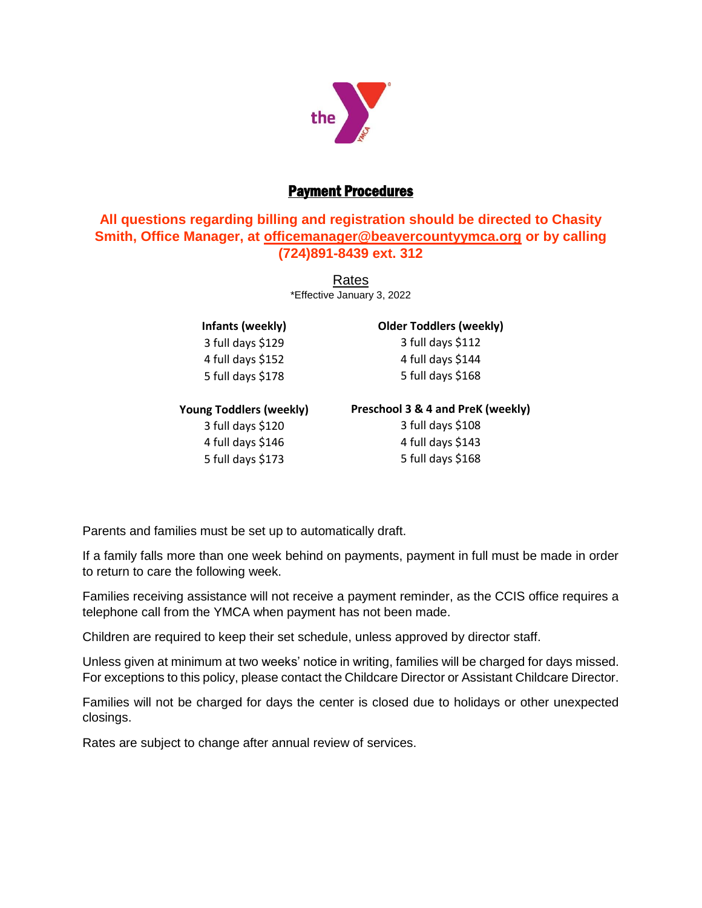# Payment Procedures

**All questions regarding billing and registration should be directed to Chasity Smith, Office Manager, at officemanager@beavercountyymca.org or by calling (724)891-8439 ext. 312**

## Rates

*Effective January 3, 2022

**Infants (weekly)**
3 full days $129
4 full days $152
5 full days $178

**Older Toddlers (weekly)**
3 full days $112
4 full days $144
5 full days $168

**Young Toddlers (weekly)**
3 full days $120
4 full days $146
5 full days $173

**Preschool 3 & 4 and PreK (weekly)**
3 full days $108
4 full days $143
5 full days $168

Parents and families must be set up to automatically draft.

If a family falls more than one week behind on payments, payment in full must be made in order to return to care the following week.

Families receiving assistance will not receive a payment reminder, as the CCIS office requires a telephone call from the YMCA when payment has not been made.

Children are required to keep their set schedule, unless approved by director staff.

Unless given at minimum at two weeks' notice in writing, families will be charged for days missed. For exceptions to this policy, please contact the Childcare Director or Assistant Childcare Director.

Families will not be charged for days the center is closed due to holidays or other unexpected closings.

Rates are subject to change after annual review of services.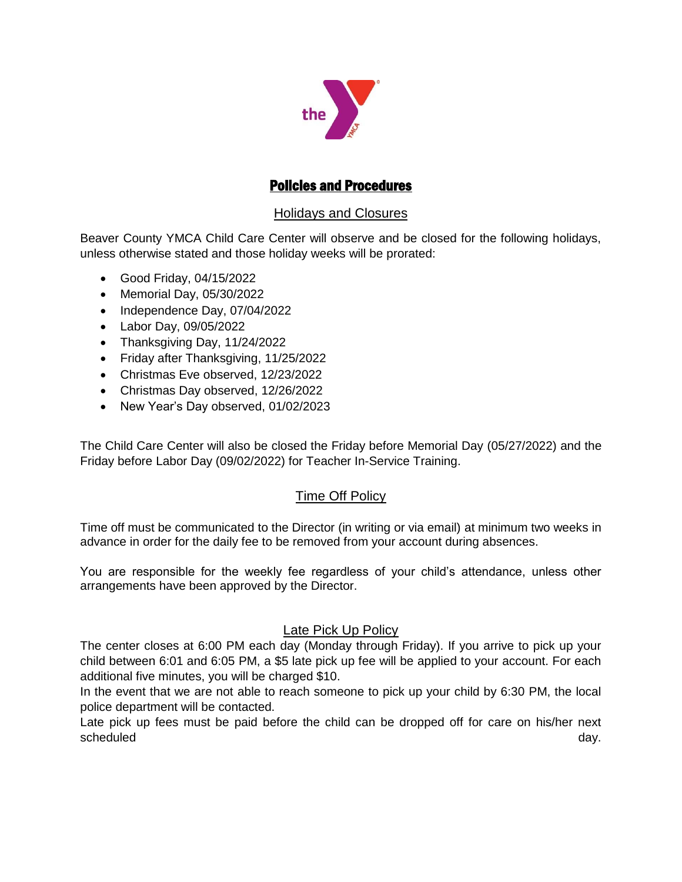# Policies and Procedures

## Holidays and Closures

Beaver County YMCA Child Care Center will observe and be closed for the following holidays, unless otherwise stated and those holiday weeks will be prorated:

- Good Friday, 04/15/2022
- Memorial Day, 05/30/2022
- Independence Day, 07/04/2022
- Labor Day, 09/05/2022
- Thanksgiving Day, 11/24/2022
- Friday after Thanksgiving, 11/25/2022
- Christmas Eve observed, 12/23/2022
- Christmas Day observed, 12/26/2022
- New Year's Day observed, 01/02/2023

The Child Care Center will also be closed the Friday before Memorial Day (05/27/2022) and the Friday before Labor Day (09/02/2022) for Teacher In-Service Training.

## Time Off Policy

Time off must be communicated to the Director (in writing or via email) at minimum two weeks in advance in order for the daily fee to be removed from your account during absences.

You are responsible for the weekly fee regardless of your child's attendance, unless other arrangements have been approved by the Director.

## Late Pick Up Policy

The center closes at 6:00 PM each day (Monday through Friday). If you arrive to pick up your child between 6:01 and 6:05 PM, a $5 late pick up fee will be applied to your account. For each additional five minutes, you will be charged $10.

In the event that we are not able to reach someone to pick up your child by 6:30 PM, the local police department will be contacted.

Late pick up fees must be paid before the child can be dropped off for care on his/her next scheduled day.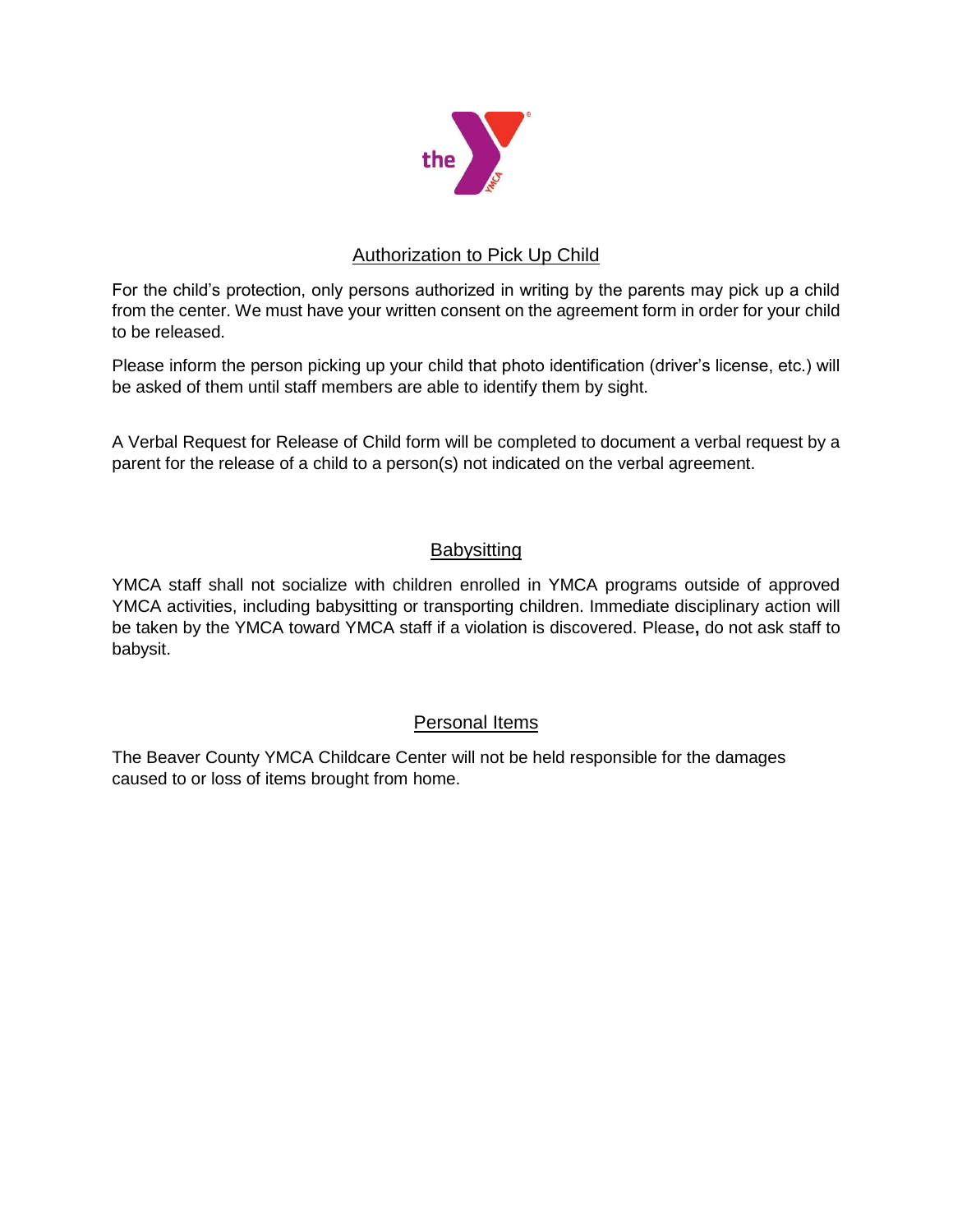## Authorization to Pick Up Child

For the child's protection, only persons authorized in writing by the parents may pick up a child from the center. We must have your written consent on the agreement form in order for your child to be released.

Please inform the person picking up your child that photo identification (driver's license, etc.) will be asked of them until staff members are able to identify them by sight.

A Verbal Request for Release of Child form will be completed to document a verbal request by a parent for the release of a child to a person(s) not indicated on the verbal agreement.

## Babysitting

YMCA staff shall not socialize with children enrolled in YMCA programs outside of approved YMCA activities, including babysitting or transporting children. Immediate disciplinary action will be taken by the YMCA toward YMCA staff if a violation is discovered. Please**,** do not ask staff to babysit.

## Personal Items

The Beaver County YMCA Childcare Center will not be held responsible for the damages caused to or loss of items brought from home.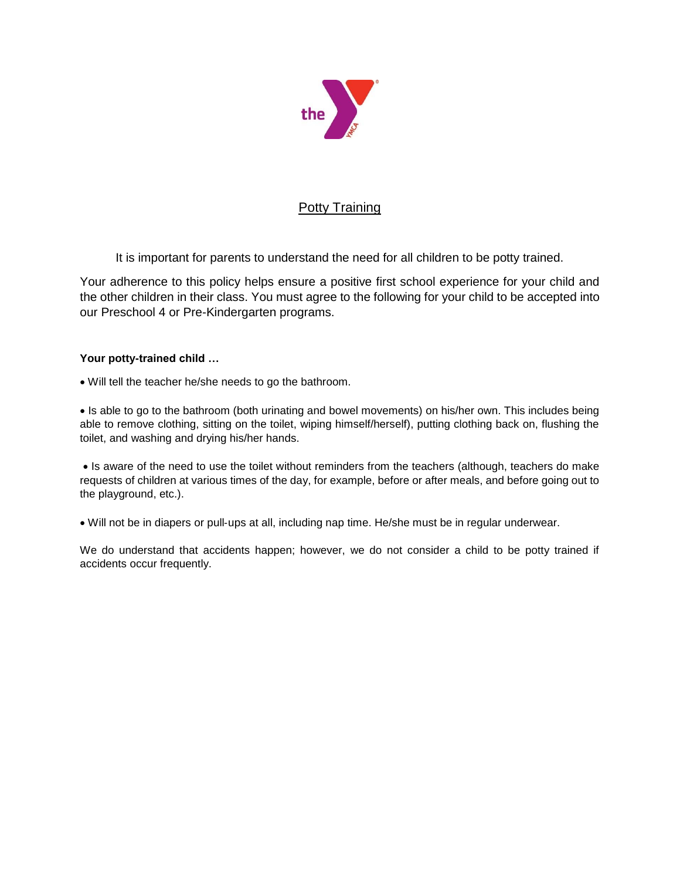## Potty Training

It is important for parents to understand the need for all children to be potty trained.

Your adherence to this policy helps ensure a positive first school experience for your child and the other children in their class. You must agree to the following for your child to be accepted into our Preschool 4 or Pre-Kindergarten programs.

**Your potty-trained child …**

- Will tell the teacher he/she needs to go the bathroom.

- Is able to go to the bathroom (both urinating and bowel movements) on his/her own. This includes being able to remove clothing, sitting on the toilet, wiping himself/herself), putting clothing back on, flushing the toilet, and washing and drying his/her hands.

- Is aware of the need to use the toilet without reminders from the teachers (although, teachers do make requests of children at various times of the day, for example, before or after meals, and before going out to the playground, etc.).

- Will not be in diapers or pull-ups at all, including nap time. He/she must be in regular underwear.

We do understand that accidents happen; however, we do not consider a child to be potty trained if accidents occur frequently.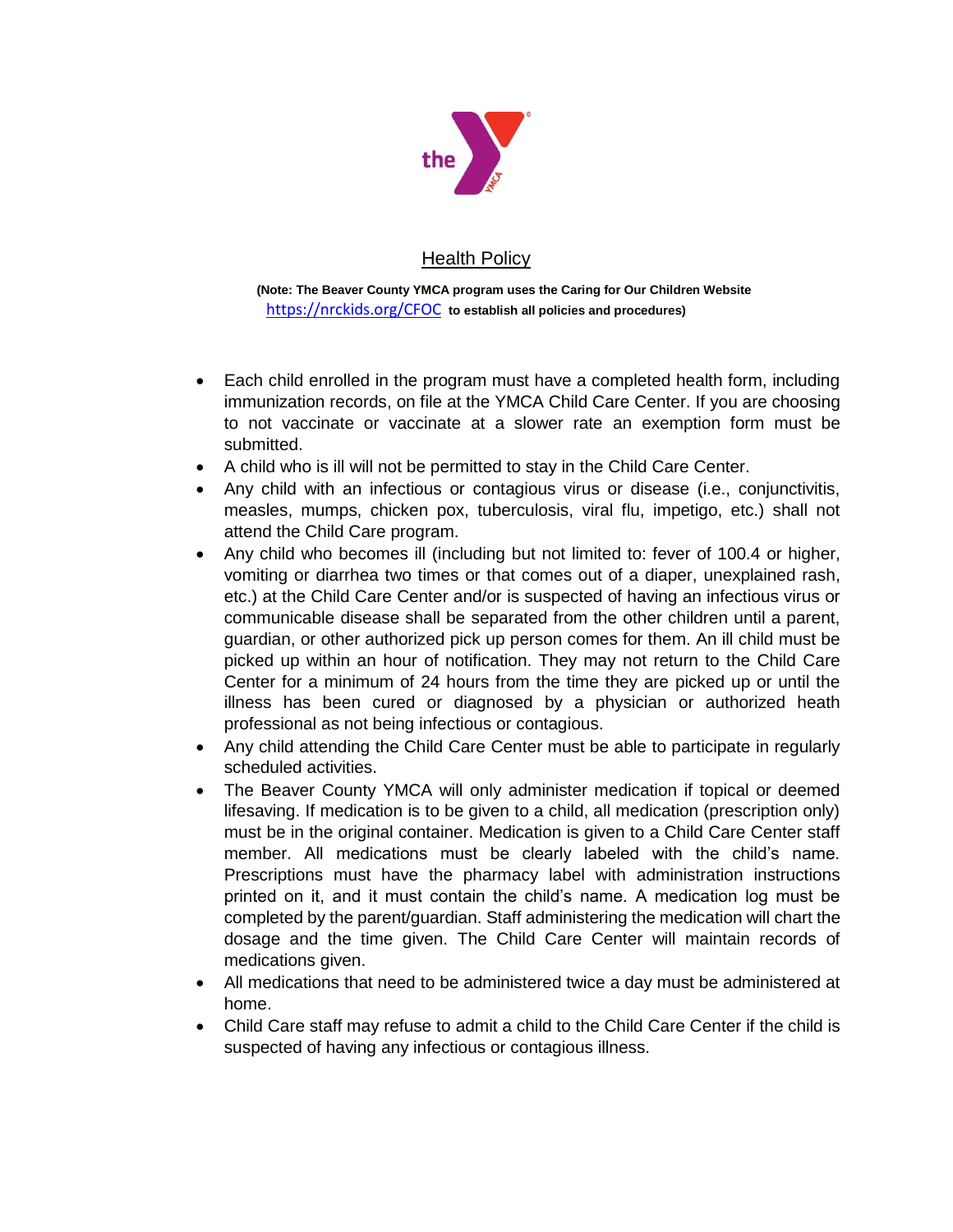## Health Policy

**(Note: The Beaver County YMCA program uses the Caring for Our Children Website https://nrckids.org/CFOC to establish all policies and procedures)**

- Each child enrolled in the program must have a completed health form, including immunization records, on file at the YMCA Child Care Center. If you are choosing to not vaccinate or vaccinate at a slower rate an exemption form must be submitted.
- A child who is ill will not be permitted to stay in the Child Care Center.
- Any child with an infectious or contagious virus or disease (i.e., conjunctivitis, measles, mumps, chicken pox, tuberculosis, viral flu, impetigo, etc.) shall not attend the Child Care program.
- Any child who becomes ill (including but not limited to: fever of 100.4 or higher, vomiting or diarrhea two times or that comes out of a diaper, unexplained rash, etc.) at the Child Care Center and/or is suspected of having an infectious virus or communicable disease shall be separated from the other children until a parent, guardian, or other authorized pick up person comes for them. An ill child must be picked up within an hour of notification. They may not return to the Child Care Center for a minimum of 24 hours from the time they are picked up or until the illness has been cured or diagnosed by a physician or authorized heath professional as not being infectious or contagious.
- Any child attending the Child Care Center must be able to participate in regularly scheduled activities.
- The Beaver County YMCA will only administer medication if topical or deemed lifesaving. If medication is to be given to a child, all medication (prescription only) must be in the original container. Medication is given to a Child Care Center staff member. All medications must be clearly labeled with the child's name. Prescriptions must have the pharmacy label with administration instructions printed on it, and it must contain the child's name. A medication log must be completed by the parent/guardian. Staff administering the medication will chart the dosage and the time given. The Child Care Center will maintain records of medications given.
- All medications that need to be administered twice a day must be administered at home.
- Child Care staff may refuse to admit a child to the Child Care Center if the child is suspected of having any infectious or contagious illness.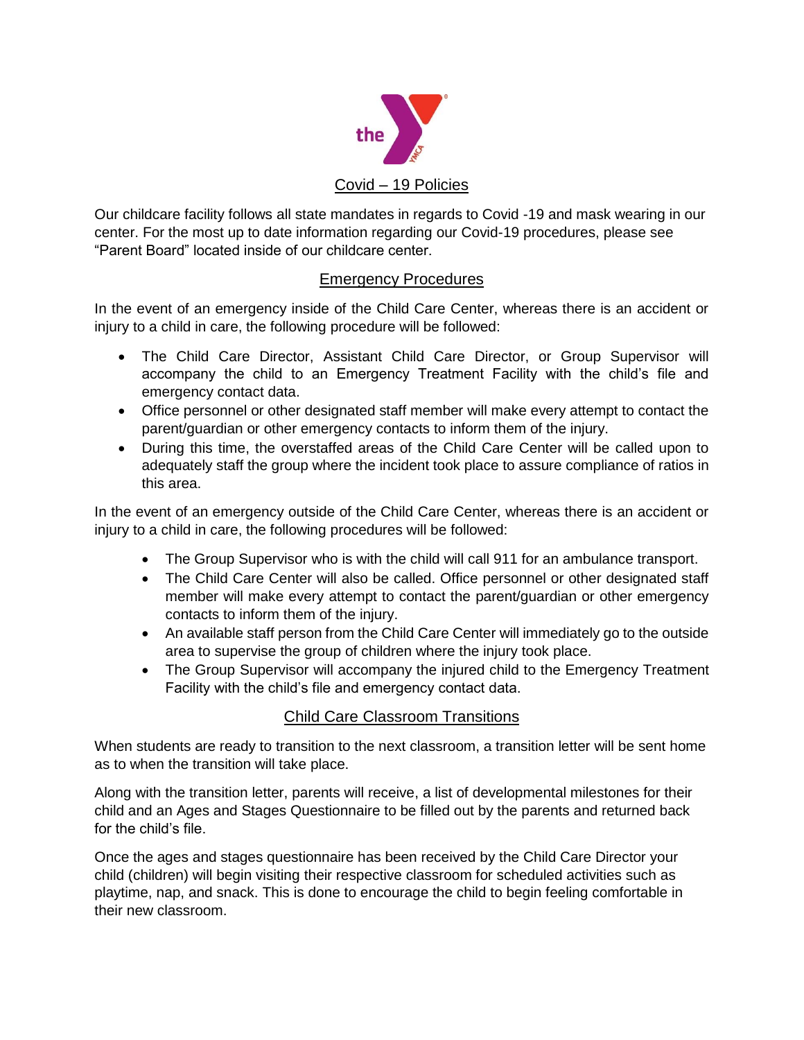## Covid – 19 Policies

Our childcare facility follows all state mandates in regards to Covid -19 and mask wearing in our center. For the most up to date information regarding our Covid-19 procedures, please see "Parent Board" located inside of our childcare center.

## Emergency Procedures

In the event of an emergency inside of the Child Care Center, whereas there is an accident or injury to a child in care, the following procedure will be followed:

- The Child Care Director, Assistant Child Care Director, or Group Supervisor will accompany the child to an Emergency Treatment Facility with the child's file and emergency contact data.
- Office personnel or other designated staff member will make every attempt to contact the parent/guardian or other emergency contacts to inform them of the injury.
- During this time, the overstaffed areas of the Child Care Center will be called upon to adequately staff the group where the incident took place to assure compliance of ratios in this area.

In the event of an emergency outside of the Child Care Center, whereas there is an accident or injury to a child in care, the following procedures will be followed:

- The Group Supervisor who is with the child will call 911 for an ambulance transport.
- The Child Care Center will also be called. Office personnel or other designated staff member will make every attempt to contact the parent/guardian or other emergency contacts to inform them of the injury.
- An available staff person from the Child Care Center will immediately go to the outside area to supervise the group of children where the injury took place.
- The Group Supervisor will accompany the injured child to the Emergency Treatment Facility with the child's file and emergency contact data.

## Child Care Classroom Transitions

When students are ready to transition to the next classroom, a transition letter will be sent home as to when the transition will take place.

Along with the transition letter, parents will receive, a list of developmental milestones for their child and an Ages and Stages Questionnaire to be filled out by the parents and returned back for the child's file.

Once the ages and stages questionnaire has been received by the Child Care Director your child (children) will begin visiting their respective classroom for scheduled activities such as playtime, nap, and snack. This is done to encourage the child to begin feeling comfortable in their new classroom.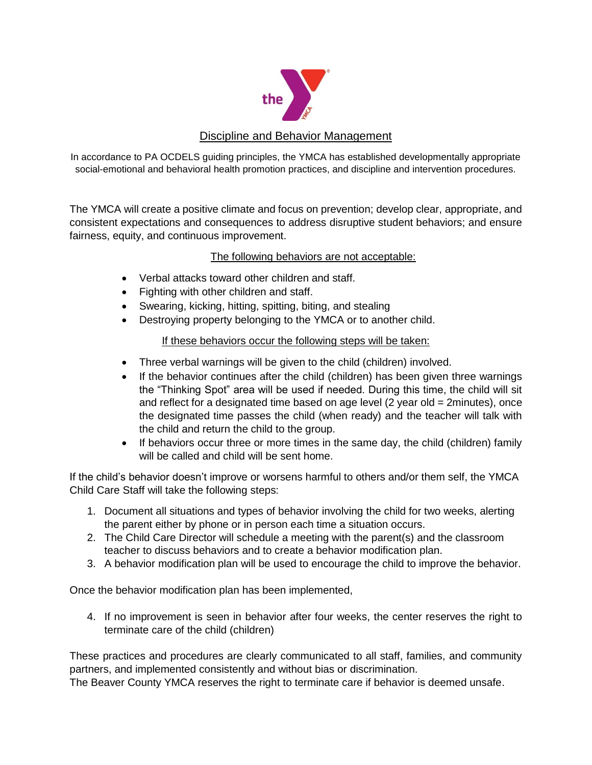## Discipline and Behavior Management

In accordance to PA OCDELS guiding principles, the YMCA has established developmentally appropriate social-emotional and behavioral health promotion practices, and discipline and intervention procedures.

The YMCA will create a positive climate and focus on prevention; develop clear, appropriate, and consistent expectations and consequences to address disruptive student behaviors; and ensure fairness, equity, and continuous improvement.

The following behaviors are not acceptable:

- Verbal attacks toward other children and staff.
- Fighting with other children and staff.
- Swearing, kicking, hitting, spitting, biting, and stealing
- Destroying property belonging to the YMCA or to another child.

If these behaviors occur the following steps will be taken:

- Three verbal warnings will be given to the child (children) involved.
- If the behavior continues after the child (children) has been given three warnings the "Thinking Spot" area will be used if needed. During this time, the child will sit and reflect for a designated time based on age level (2 year old = 2minutes), once the designated time passes the child (when ready) and the teacher will talk with the child and return the child to the group.
- If behaviors occur three or more times in the same day, the child (children) family will be called and child will be sent home.

If the child's behavior doesn't improve or worsens harmful to others and/or them self, the YMCA Child Care Staff will take the following steps:

1. Document all situations and types of behavior involving the child for two weeks, alerting the parent either by phone or in person each time a situation occurs.
2. The Child Care Director will schedule a meeting with the parent(s) and the classroom teacher to discuss behaviors and to create a behavior modification plan.
3. A behavior modification plan will be used to encourage the child to improve the behavior.

Once the behavior modification plan has been implemented,

4. If no improvement is seen in behavior after four weeks, the center reserves the right to terminate care of the child (children)

These practices and procedures are clearly communicated to all staff, families, and community partners, and implemented consistently and without bias or discrimination.
The Beaver County YMCA reserves the right to terminate care if behavior is deemed unsafe.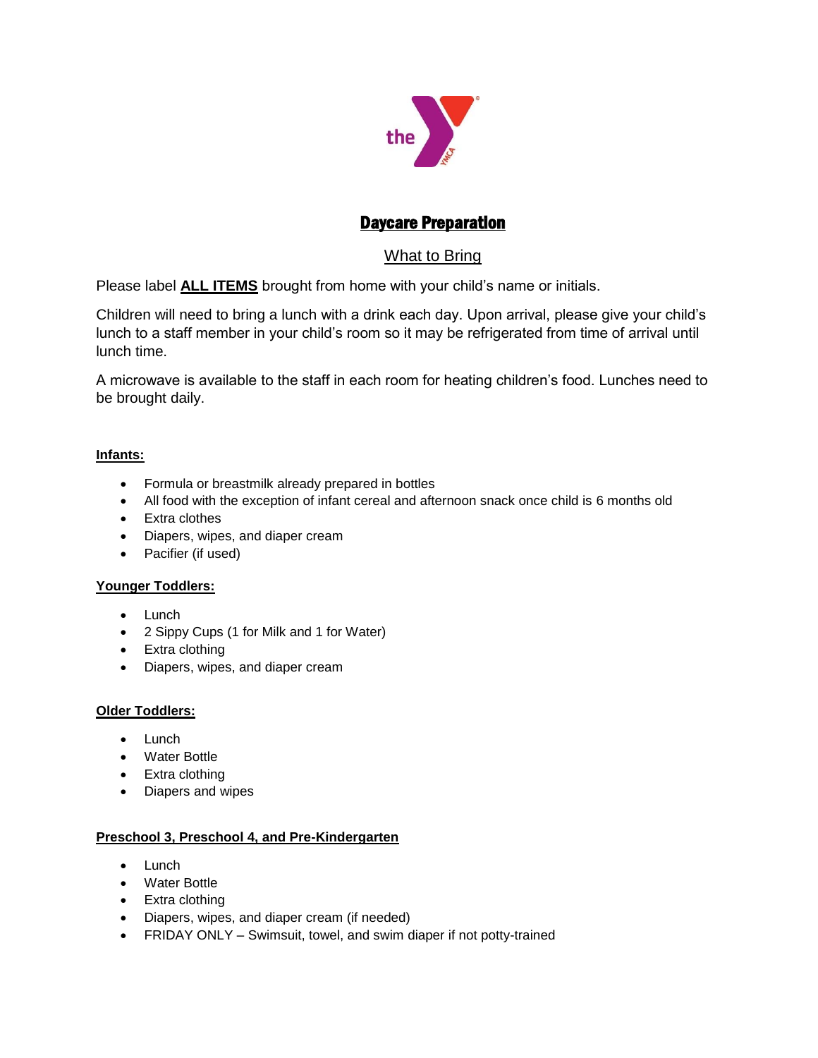# Daycare Preparation

## What to Bring

Please label **ALL ITEMS** brought from home with your child's name or initials.

Children will need to bring a lunch with a drink each day. Upon arrival, please give your child's lunch to a staff member in your child's room so it may be refrigerated from time of arrival until lunch time.

A microwave is available to the staff in each room for heating children's food. Lunches need to be brought daily.

**Infants:**

- Formula or breastmilk already prepared in bottles
- All food with the exception of infant cereal and afternoon snack once child is 6 months old
- Extra clothes
- Diapers, wipes, and diaper cream
- Pacifier (if used)

**Younger Toddlers:**

- Lunch
- 2 Sippy Cups (1 for Milk and 1 for Water)
- Extra clothing
- Diapers, wipes, and diaper cream

**Older Toddlers:**

- Lunch
- Water Bottle
- Extra clothing
- Diapers and wipes

**Preschool 3, Preschool 4, and Pre-Kindergarten**

- Lunch
- Water Bottle
- Extra clothing
- Diapers, wipes, and diaper cream (if needed)
- FRIDAY ONLY – Swimsuit, towel, and swim diaper if not potty-trained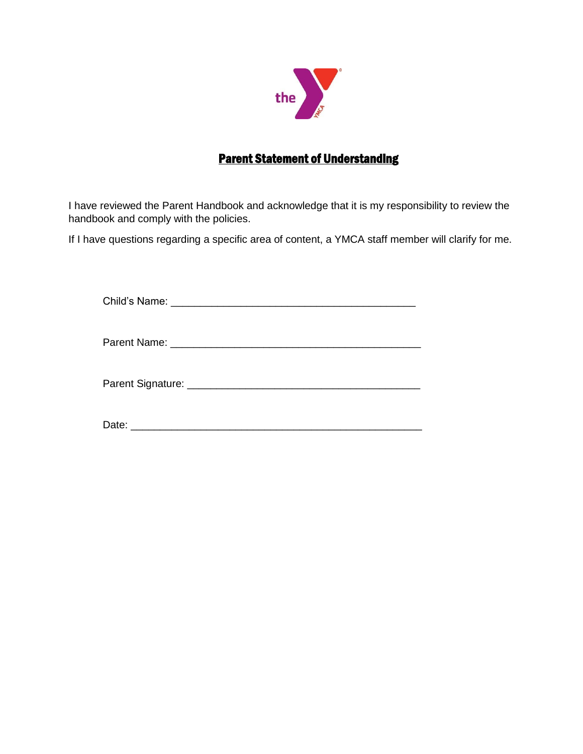## Parent Statement of Understanding

I have reviewed the Parent Handbook and acknowledge that it is my responsibility to review the handbook and comply with the policies.

If I have questions regarding a specific area of content, a YMCA staff member will clarify for me.

Child's Name: ___________________________________________

Parent Name: ____________________________________________

Parent Signature: _________________________________________

Date: ____________________________________________________